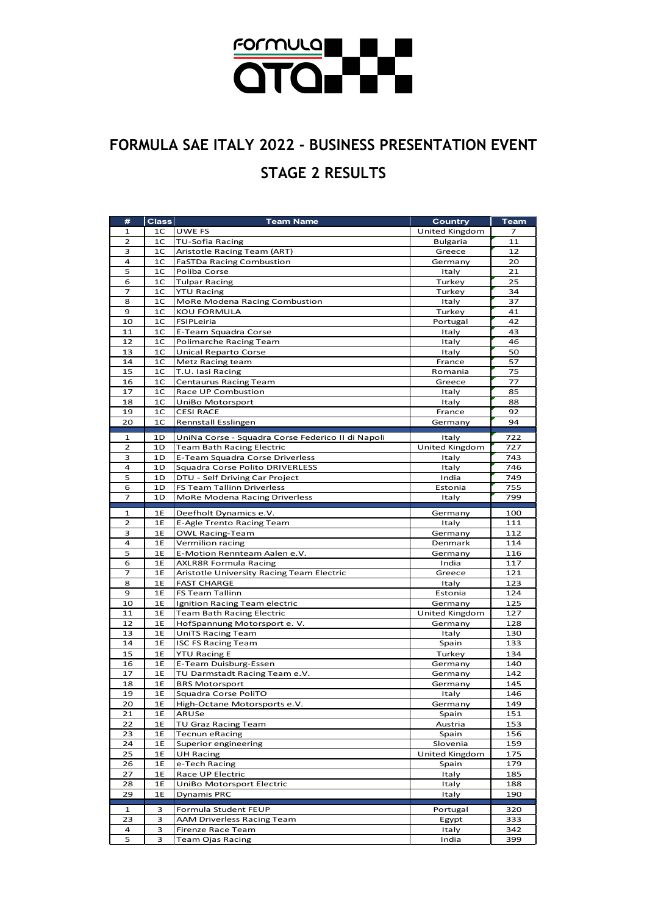# FORMULA SAE ITALY 2022 - BUSINESS PRESENTATION EVENT

## STAGE 2 RESULTS

| # | Class | Team Name | Country | Team |
|---|---|---|---|---|
| 1 | 1C | UWE FS | United Kingdom | 7 |
| 2 | 1C | TU-Sofia Racing | Bulgaria | 11 |
| 3 | 1C | Aristotle Racing Team (ART) | Greece | 12 |
| 4 | 1C | FaSTDa Racing Combustion | Germany | 20 |
| 5 | 1C | Poliba Corse | Italy | 21 |
| 6 | 1C | Tulpar Racing | Turkey | 25 |
| 7 | 1C | YTU Racing | Turkey | 34 |
| 8 | 1C | MoRe Modena Racing Combustion | Italy | 37 |
| 9 | 1C | KOU FORMULA | Turkey | 41 |
| 10 | 1C | FSIPLeiria | Portugal | 42 |
| 11 | 1C | E-Team Squadra Corse | Italy | 43 |
| 12 | 1C | Polimarche Racing Team | Italy | 46 |
| 13 | 1C | Unical Reparto Corse | Italy | 50 |
| 14 | 1C | Metz Racing team | France | 57 |
| 15 | 1C | T.U. Iasi Racing | Romania | 75 |
| 16 | 1C | Centaurus Racing Team | Greece | 77 |
| 17 | 1C | Race UP Combustion | Italy | 85 |
| 18 | 1C | UniBo Motorsport | Italy | 88 |
| 19 | 1C | CESI RACE | France | 92 |
| 20 | 1C | Rennstall Esslingen | Germany | 94 |
| 1 | 1D | UniNa Corse - Squadra Corse Federico II di Napoli | Italy | 722 |
| 2 | 1D | Team Bath Racing Electric | United Kingdom | 727 |
| 3 | 1D | E-Team Squadra Corse Driverless | Italy | 743 |
| 4 | 1D | Squadra Corse Polito DRIVERLESS | Italy | 746 |
| 5 | 1D | DTU - Self Driving Car Project | India | 749 |
| 6 | 1D | FS Team Tallinn Driverless | Estonia | 755 |
| 7 | 1D | MoRe Modena Racing Driverless | Italy | 799 |
| 1 | 1E | Deefholt Dynamics e.V. | Germany | 100 |
| 2 | 1E | E-Agle Trento Racing Team | Italy | 111 |
| 3 | 1E | OWL Racing-Team | Germany | 112 |
| 4 | 1E | Vermilion racing | Denmark | 114 |
| 5 | 1E | E-Motion Rennteam Aalen e.V. | Germany | 116 |
| 6 | 1E | AXLR8R Formula Racing | India | 117 |
| 7 | 1E | Aristotle University Racing Team Electric | Greece | 121 |
| 8 | 1E | FAST CHARGE | Italy | 123 |
| 9 | 1E | FS Team Tallinn | Estonia | 124 |
| 10 | 1E | Ignition Racing Team electric | Germany | 125 |
| 11 | 1E | Team Bath Racing Electric | United Kingdom | 127 |
| 12 | 1E | HofSpannung Motorsport e. V. | Germany | 128 |
| 13 | 1E | UniTS Racing Team | Italy | 130 |
| 14 | 1E | ISC FS Racing Team | Spain | 133 |
| 15 | 1E | YTU Racing E | Turkey | 134 |
| 16 | 1E | E-Team Duisburg-Essen | Germany | 140 |
| 17 | 1E | TU Darmstadt Racing Team e.V. | Germany | 142 |
| 18 | 1E | BRS Motorsport | Germany | 145 |
| 19 | 1E | Squadra Corse PoliTO | Italy | 146 |
| 20 | 1E | High-Octane Motorsports e.V. | Germany | 149 |
| 21 | 1E | ARUSe | Spain | 151 |
| 22 | 1E | TU Graz Racing Team | Austria | 153 |
| 23 | 1E | Tecnun eRacing | Spain | 156 |
| 24 | 1E | Superior engineering | Slovenia | 159 |
| 25 | 1E | UH Racing | United Kingdom | 175 |
| 26 | 1E | e-Tech Racing | Spain | 179 |
| 27 | 1E | Race UP Electric | Italy | 185 |
| 28 | 1E | UniBo Motorsport Electric | Italy | 188 |
| 29 | 1E | Dynamis PRC | Italy | 190 |
| 1 | 3 | Formula Student FEUP | Portugal | 320 |
| 23 | 3 | AAM Driverless Racing Team | Egypt | 333 |
| 4 | 3 | Firenze Race Team | Italy | 342 |
| 5 | 3 | Team Ojas Racing | India | 399 |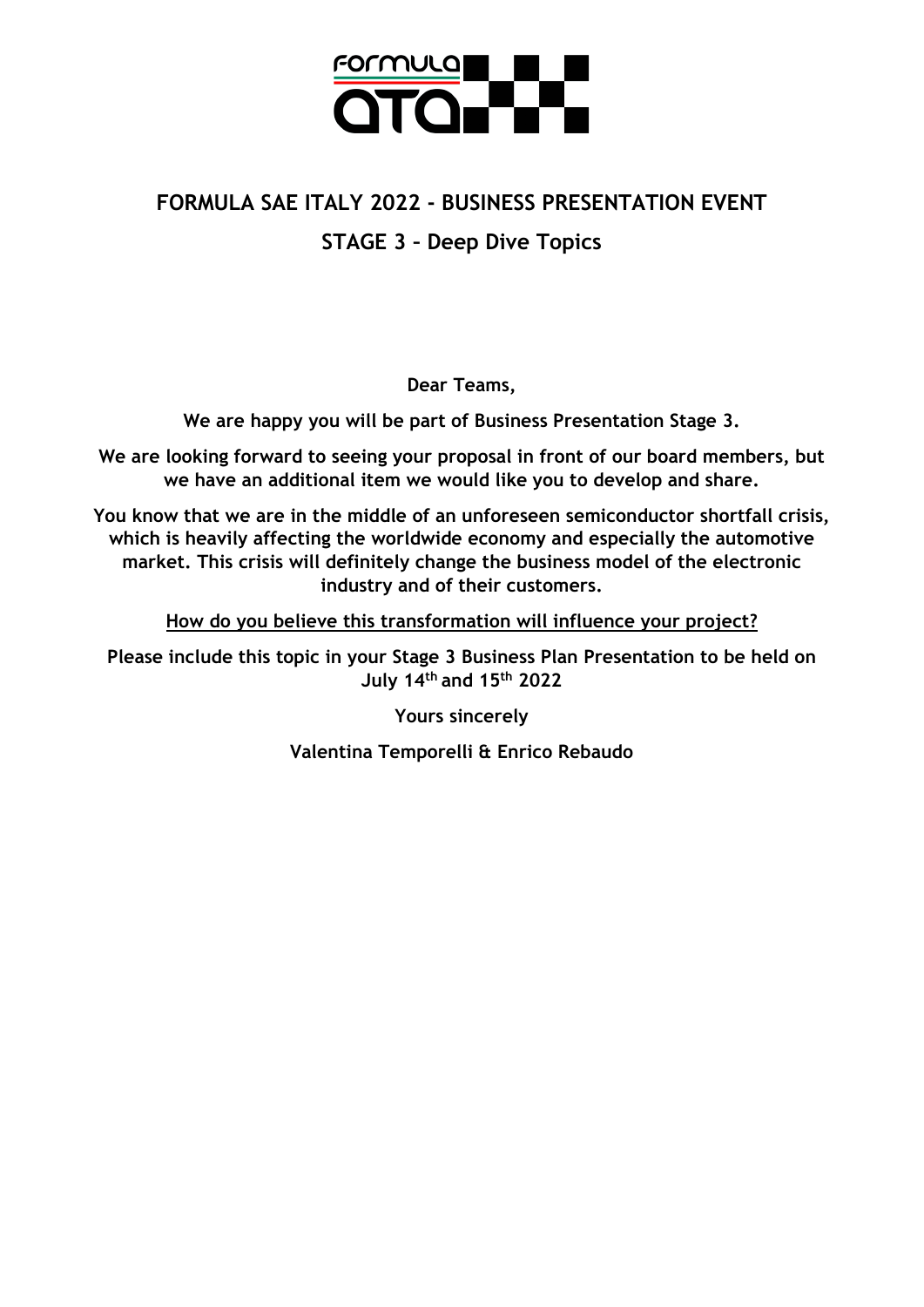# FORMULA SAE ITALY 2022 - BUSINESS PRESENTATION EVENT

## STAGE 3 – Deep Dive Topics

**Dear Teams,**

**We are happy you will be part of Business Presentation Stage 3.**

**We are looking forward to seeing your proposal in front of our board members, but we have an additional item we would like you to develop and share.**

**You know that we are in the middle of an unforeseen semiconductor shortfall crisis, which is heavily affecting the worldwide economy and especially the automotive market. This crisis will definitely change the business model of the electronic industry and of their customers.**

**How do you believe this transformation will influence your project?**

**Please include this topic in your Stage 3 Business Plan Presentation to be held on July 14th and 15th 2022**

**Yours sincerely**

**Valentina Temporelli & Enrico Rebaudo**